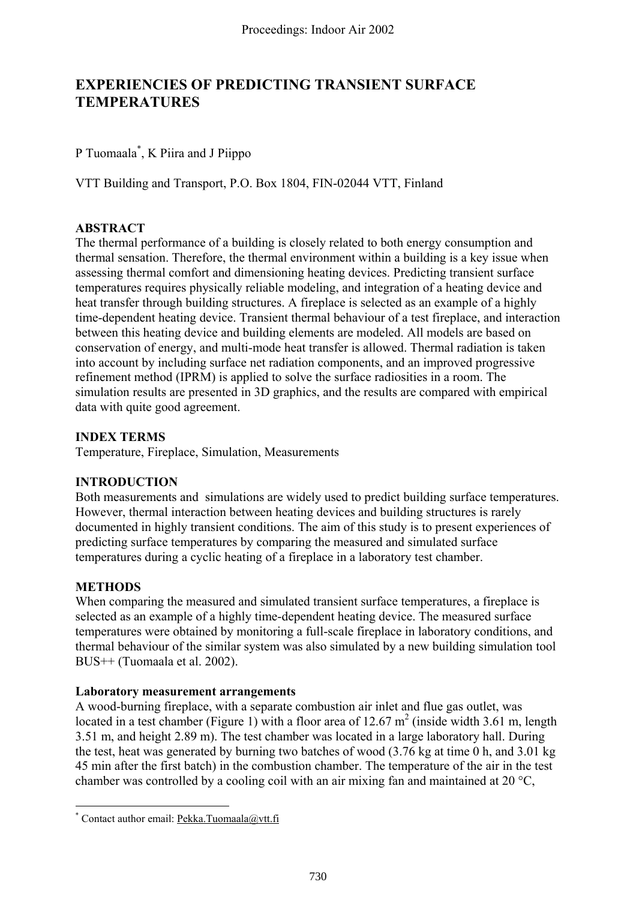# EXPERIENCIES OF PREDICTING TRANSIENT SURFACE TEMPERATURES

P Tuomaala[*], K Piira and J Piippo

VTT Building and Transport, P.O. Box 1804, FIN-02044 VTT, Finland

## ABSTRACT

The thermal performance of a building is closely related to both energy consumption and thermal sensation. Therefore, the thermal environment within a building is a key issue when assessing thermal comfort and dimensioning heating devices. Predicting transient surface temperatures requires physically reliable modeling, and integration of a heating device and heat transfer through building structures. A fireplace is selected as an example of a highly time-dependent heating device. Transient thermal behaviour of a test fireplace, and interaction between this heating device and building elements are modeled. All models are based on conservation of energy, and multi-mode heat transfer is allowed. Thermal radiation is taken into account by including surface net radiation components, and an improved progressive refinement method (IPRM) is applied to solve the surface radiosities in a room. The simulation results are presented in 3D graphics, and the results are compared with empirical data with quite good agreement.

## INDEX TERMS

Temperature, Fireplace, Simulation, Measurements

## INTRODUCTION

Both measurements and simulations are widely used to predict building surface temperatures. However, thermal interaction between heating devices and building structures is rarely documented in highly transient conditions. The aim of this study is to present experiences of predicting surface temperatures by comparing the measured and simulated surface temperatures during a cyclic heating of a fireplace in a laboratory test chamber.

## METHODS

When comparing the measured and simulated transient surface temperatures, a fireplace is selected as an example of a highly time-dependent heating device. The measured surface temperatures were obtained by monitoring a full-scale fireplace in laboratory conditions, and thermal behaviour of the similar system was also simulated by a new building simulation tool BUS++ (Tuomaala et al. 2002).

### Laboratory measurement arrangements

A wood-burning fireplace, with a separate combustion air inlet and flue gas outlet, was located in a test chamber (Figure 1) with a floor area of 12.67 m$^2$ (inside width 3.61 m, length 3.51 m, and height 2.89 m). The test chamber was located in a large laboratory hall. During the test, heat was generated by burning two batches of wood (3.76 kg at time 0 h, and 3.01 kg 45 min after the first batch) in the combustion chamber. The temperature of the air in the test chamber was controlled by a cooling coil with an air mixing fan and maintained at 20 °C,

[*] Contact author email: Pekka.Tuomaala@vtt.fi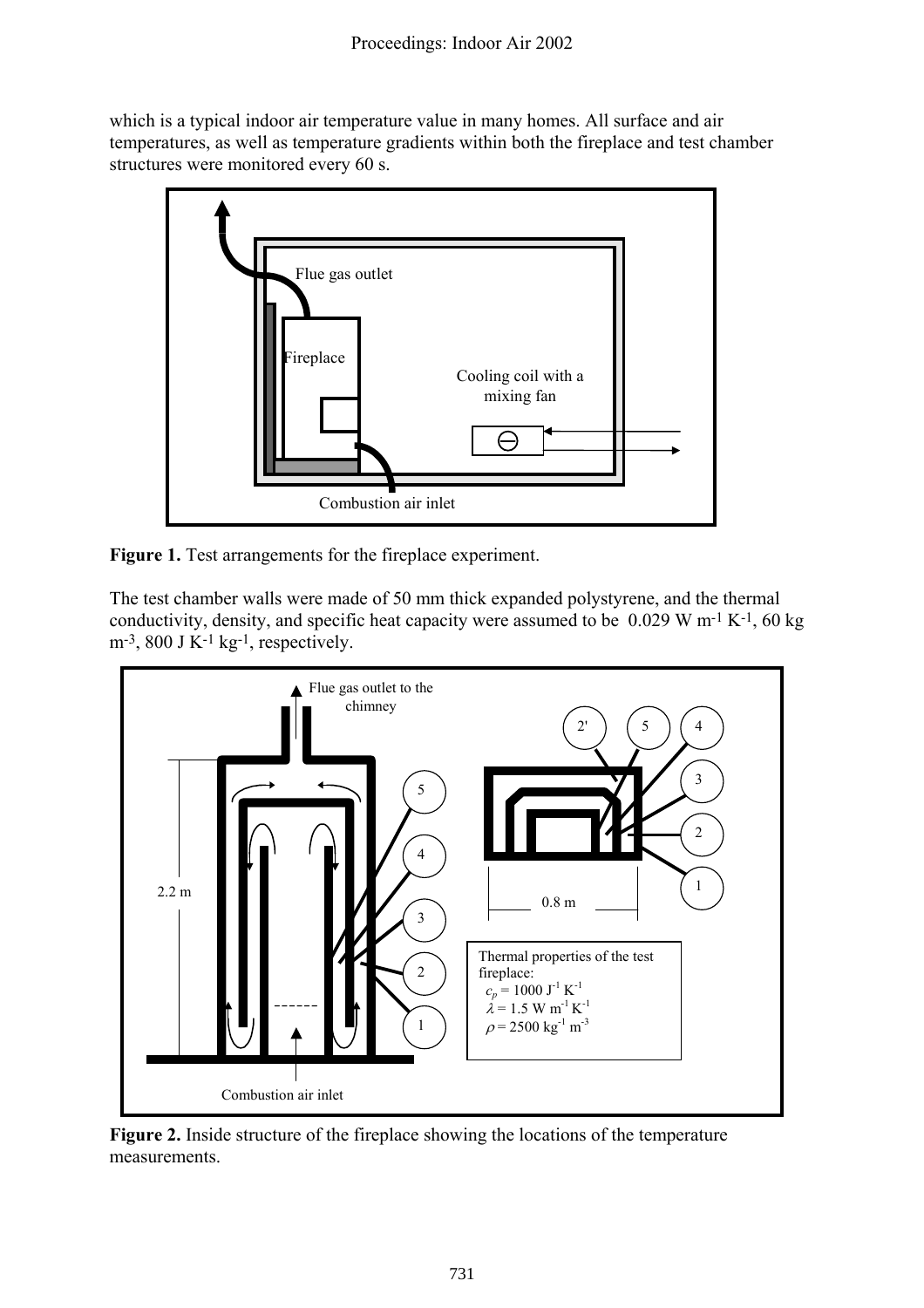which is a typical indoor air temperature value in many homes. All surface and air temperatures, as well as temperature gradients within both the fireplace and test chamber structures were monitored every 60 s.

**Figure 1.** Test arrangements for the fireplace experiment.

The test chamber walls were made of 50 mm thick expanded polystyrene, and the thermal conductivity, density, and specific heat capacity were assumed to be 0.029 W m$^{-1}$ K$^{-1}$, 60 kg m$^{-3}$, 800 J K$^{-1}$ kg$^{-1}$, respectively.

**Figure 2.** Inside structure of the fireplace showing the locations of the temperature measurements.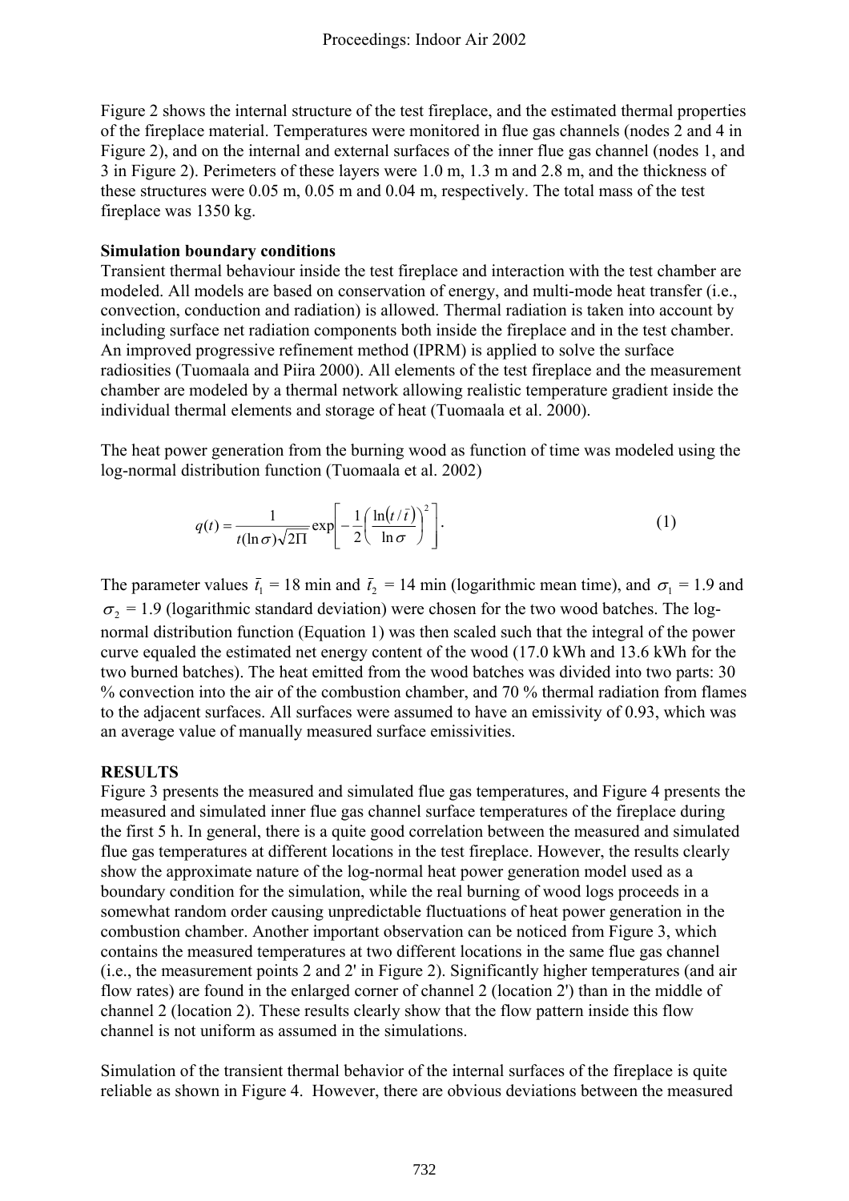Figure 2 shows the internal structure of the test fireplace, and the estimated thermal properties of the fireplace material. Temperatures were monitored in flue gas channels (nodes 2 and 4 in Figure 2), and on the internal and external surfaces of the inner flue gas channel (nodes 1, and 3 in Figure 2). Perimeters of these layers were 1.0 m, 1.3 m and 2.8 m, and the thickness of these structures were 0.05 m, 0.05 m and 0.04 m, respectively. The total mass of the test fireplace was 1350 kg.

**Simulation boundary conditions**

Transient thermal behaviour inside the test fireplace and interaction with the test chamber are modeled. All models are based on conservation of energy, and multi-mode heat transfer (i.e., convection, conduction and radiation) is allowed. Thermal radiation is taken into account by including surface net radiation components both inside the fireplace and in the test chamber. An improved progressive refinement method (IPRM) is applied to solve the surface radiosities (Tuomaala and Piira 2000). All elements of the test fireplace and the measurement chamber are modeled by a thermal network allowing realistic temperature gradient inside the individual thermal elements and storage of heat (Tuomaala et al. 2000).

The heat power generation from the burning wood as function of time was modeled using the log-normal distribution function (Tuomaala et al. 2002)

$$q(t) = \frac{1}{t(\ln \sigma)\sqrt{2\Pi}} \exp\left[ -\frac{1}{2}\left( \frac{\ln(t/\bar{t})}{\ln \sigma} \right)^2 \right]. \tag{1}$$

The parameter values $\bar{t}_1$ = 18 min and $\bar{t}_2$ = 14 min (logarithmic mean time), and $\sigma_1$ = 1.9 and $\sigma_2$ = 1.9 (logarithmic standard deviation) were chosen for the two wood batches. The log-normal distribution function (Equation 1) was then scaled such that the integral of the power curve equaled the estimated net energy content of the wood (17.0 kWh and 13.6 kWh for the two burned batches). The heat emitted from the wood batches was divided into two parts: 30 % convection into the air of the combustion chamber, and 70 % thermal radiation from flames to the adjacent surfaces. All surfaces were assumed to have an emissivity of 0.93, which was an average value of manually measured surface emissivities.

**RESULTS**

Figure 3 presents the measured and simulated flue gas temperatures, and Figure 4 presents the measured and simulated inner flue gas channel surface temperatures of the fireplace during the first 5 h. In general, there is a quite good correlation between the measured and simulated flue gas temperatures at different locations in the test fireplace. However, the results clearly show the approximate nature of the log-normal heat power generation model used as a boundary condition for the simulation, while the real burning of wood logs proceeds in a somewhat random order causing unpredictable fluctuations of heat power generation in the combustion chamber. Another important observation can be noticed from Figure 3, which contains the measured temperatures at two different locations in the same flue gas channel (i.e., the measurement points 2 and 2' in Figure 2). Significantly higher temperatures (and air flow rates) are found in the enlarged corner of channel 2 (location 2') than in the middle of channel 2 (location 2). These results clearly show that the flow pattern inside this flow channel is not uniform as assumed in the simulations.

Simulation of the transient thermal behavior of the internal surfaces of the fireplace is quite reliable as shown in Figure 4. However, there are obvious deviations between the measured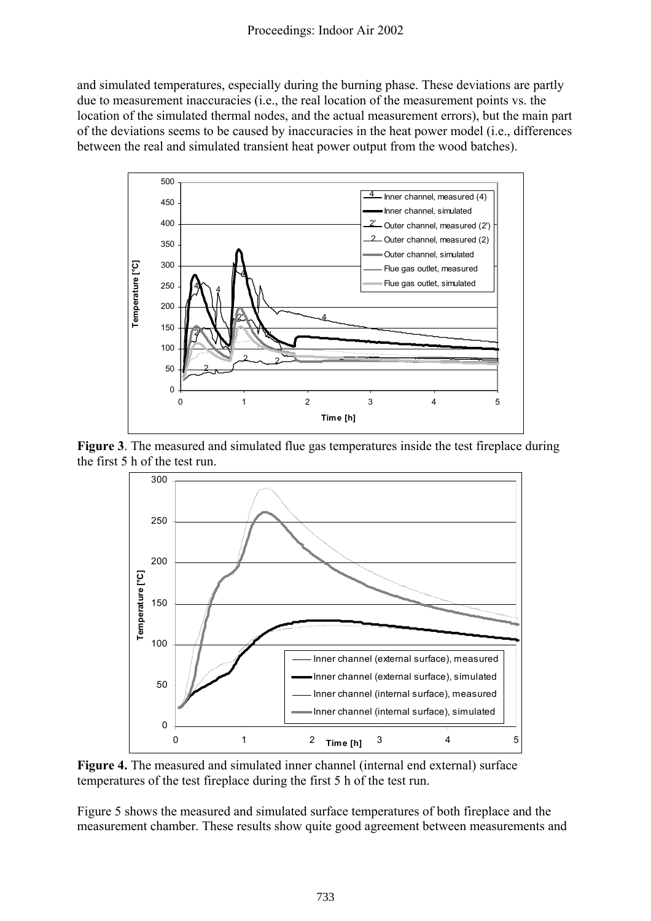and simulated temperatures, especially during the burning phase. These deviations are partly due to measurement inaccuracies (i.e., the real location of the measurement points vs. the location of the simulated thermal nodes, and the actual measurement errors), but the main part of the deviations seems to be caused by inaccuracies in the heat power model (i.e., differences between the real and simulated transient heat power output from the wood batches).

**Figure 3**. The measured and simulated flue gas temperatures inside the test fireplace during the first 5 h of the test run.

**Figure 4.** The measured and simulated inner channel (internal end external) surface temperatures of the test fireplace during the first 5 h of the test run.

Figure 5 shows the measured and simulated surface temperatures of both fireplace and the measurement chamber. These results show quite good agreement between measurements and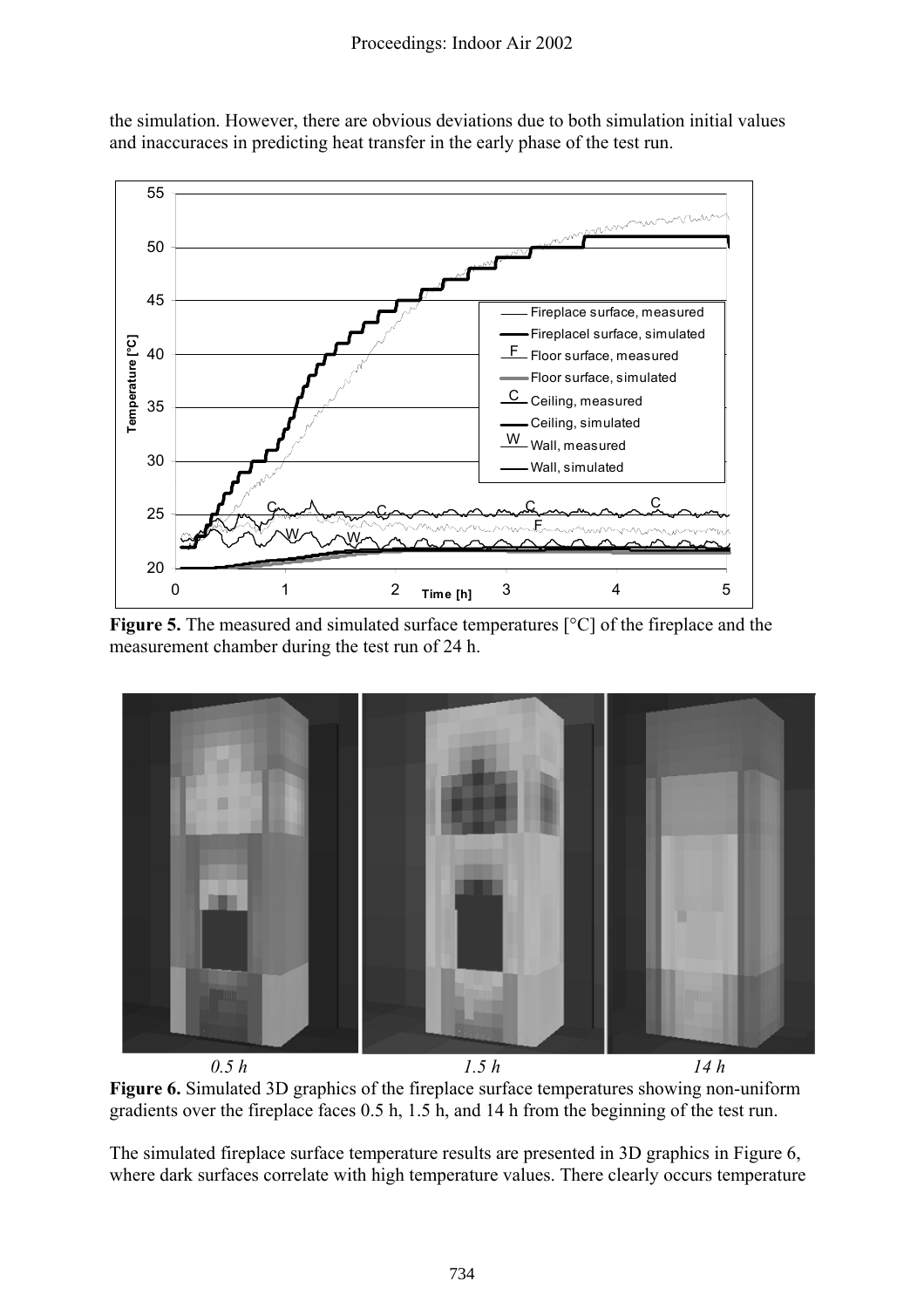the simulation. However, there are obvious deviations due to both simulation initial values and inaccuracies in predicting heat transfer in the early phase of the test run.

**Figure 5.** The measured and simulated surface temperatures [°C] of the fireplace and the measurement chamber during the test run of 24 h.

*0.5 h* *1.5 h* *14 h*

**Figure 6.** Simulated 3D graphics of the fireplace surface temperatures showing non-uniform gradients over the fireplace faces 0.5 h, 1.5 h, and 14 h from the beginning of the test run.

The simulated fireplace surface temperature results are presented in 3D graphics in Figure 6, where dark surfaces correlate with high temperature values. There clearly occurs temperature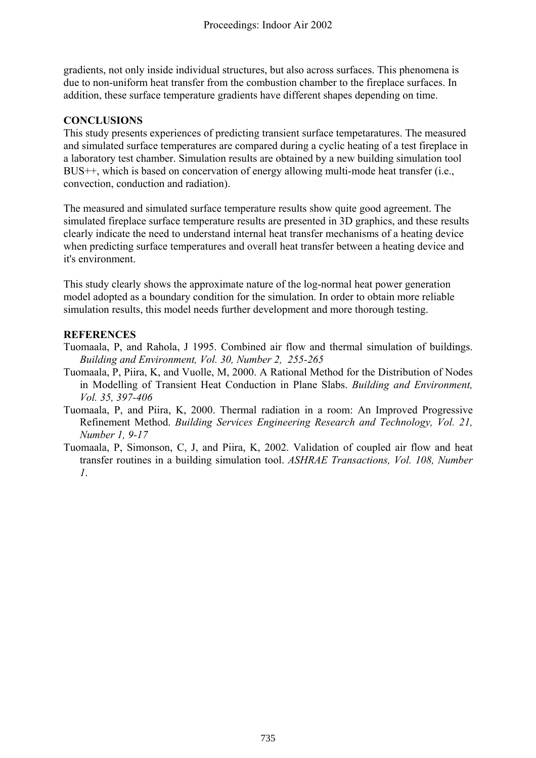gradients, not only inside individual structures, but also across surfaces. This phenomena is due to non-uniform heat transfer from the combustion chamber to the fireplace surfaces. In addition, these surface temperature gradients have different shapes depending on time.

## CONCLUSIONS

This study presents experiences of predicting transient surface tempetaratures. The measured and simulated surface temperatures are compared during a cyclic heating of a test fireplace in a laboratory test chamber. Simulation results are obtained by a new building simulation tool BUS++, which is based on concervation of energy allowing multi-mode heat transfer (i.e., convection, conduction and radiation).

The measured and simulated surface temperature results show quite good agreement. The simulated fireplace surface temperature results are presented in 3D graphics, and these results clearly indicate the need to understand internal heat transfer mechanisms of a heating device when predicting surface temperatures and overall heat transfer between a heating device and it's environment.

This study clearly shows the approximate nature of the log-normal heat power generation model adopted as a boundary condition for the simulation. In order to obtain more reliable simulation results, this model needs further development and more thorough testing.

## REFERENCES

Tuomaala, P, and Rahola, J 1995. Combined air flow and thermal simulation of buildings. *Building and Environment, Vol. 30, Number 2, 255-265*

Tuomaala, P, Piira, K, and Vuolle, M, 2000. A Rational Method for the Distribution of Nodes in Modelling of Transient Heat Conduction in Plane Slabs. *Building and Environment, Vol. 35, 397-406*

Tuomaala, P, and Piira, K, 2000. Thermal radiation in a room: An Improved Progressive Refinement Method. *Building Services Engineering Research and Technology, Vol. 21, Number 1, 9-17*

Tuomaala, P, Simonson, C, J, and Piira, K, 2002. Validation of coupled air flow and heat transfer routines in a building simulation tool. *ASHRAE Transactions, Vol. 108, Number 1*.